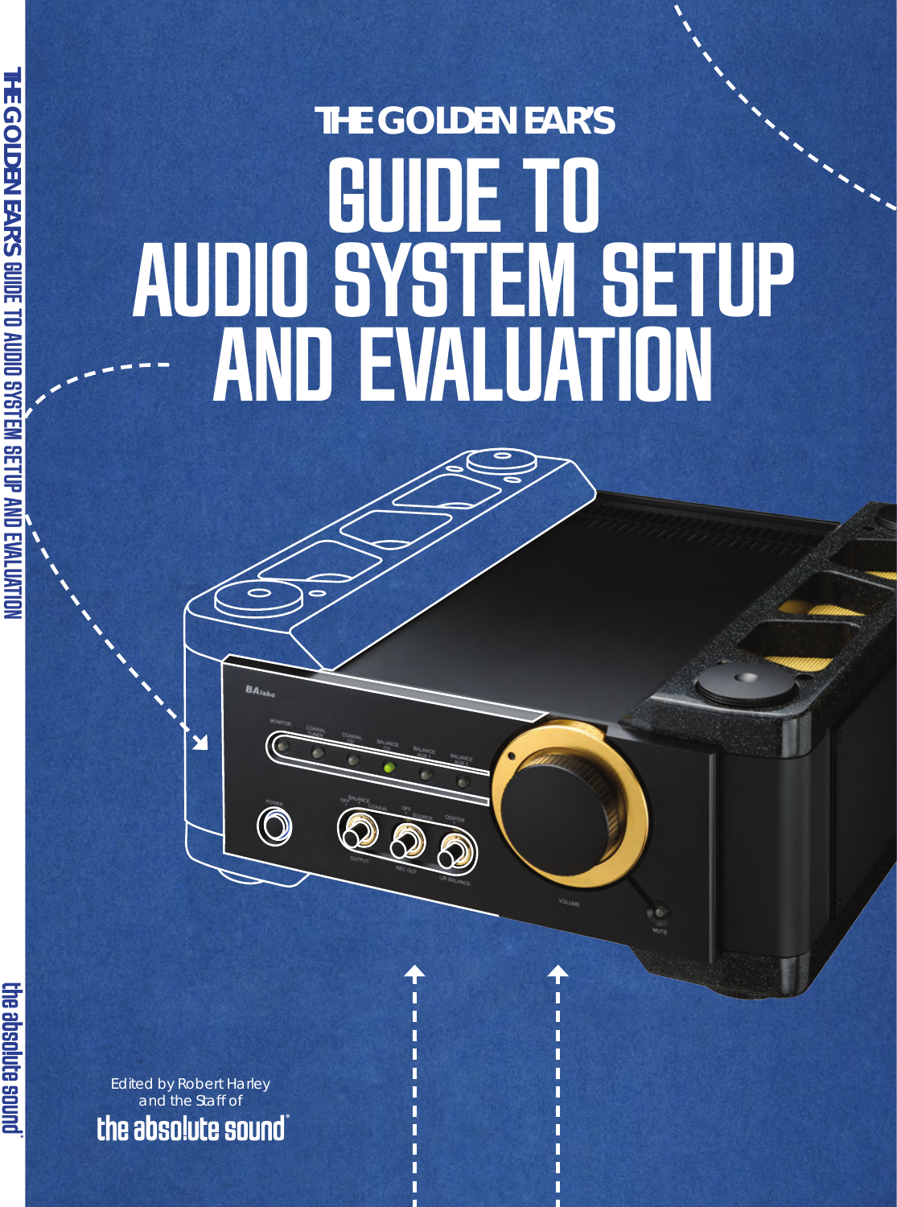THE GOLDEN EAR'S

# GUIDE TO AUDIO SYSTEM SETUP AND EVALUATION

Edited by Robert Harley
and the Staff of
the absolute sound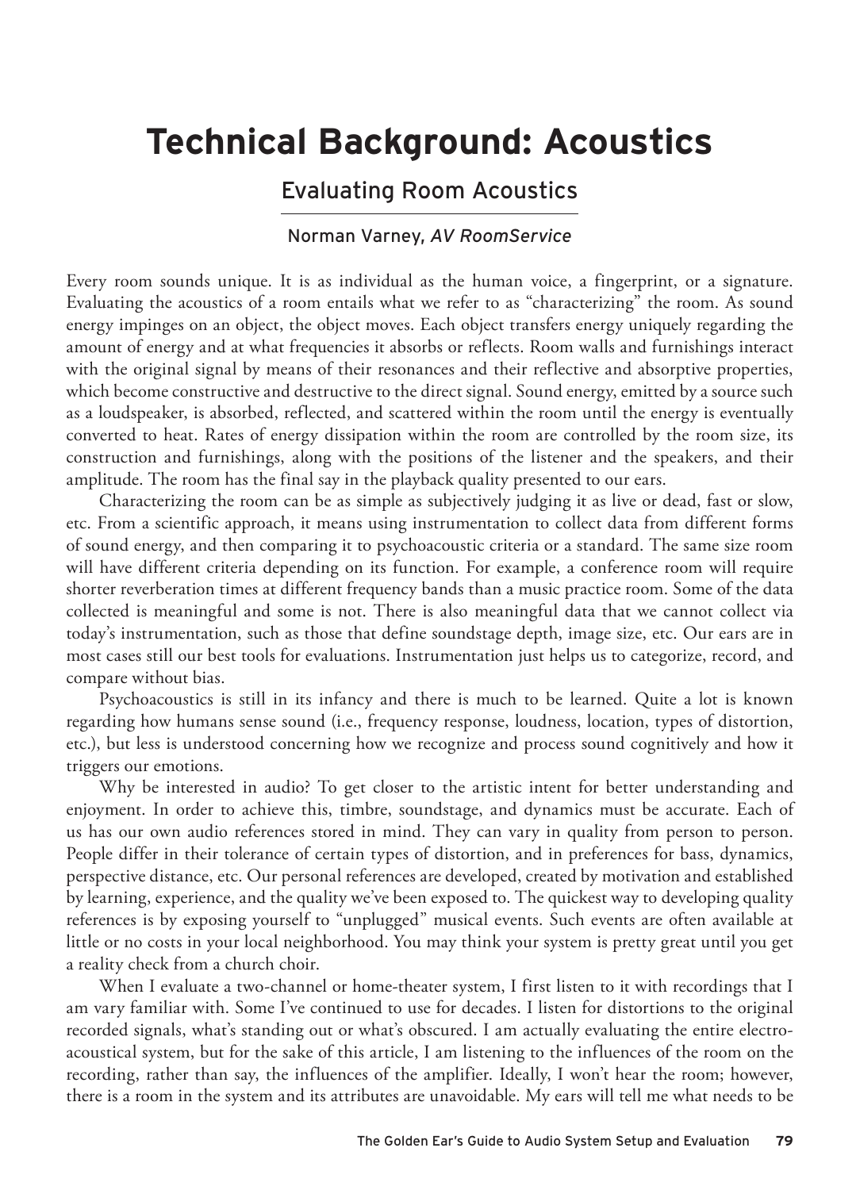# Technical Background: Acoustics

## Evaluating Room Acoustics

### Norman Varney, *AV RoomService*

Every room sounds unique. It is as individual as the human voice, a fingerprint, or a signature. Evaluating the acoustics of a room entails what we refer to as "characterizing" the room. As sound energy impinges on an object, the object moves. Each object transfers energy uniquely regarding the amount of energy and at what frequencies it absorbs or reflects. Room walls and furnishings interact with the original signal by means of their resonances and their reflective and absorptive properties, which become constructive and destructive to the direct signal. Sound energy, emitted by a source such as a loudspeaker, is absorbed, reflected, and scattered within the room until the energy is eventually converted to heat. Rates of energy dissipation within the room are controlled by the room size, its construction and furnishings, along with the positions of the listener and the speakers, and their amplitude. The room has the final say in the playback quality presented to our ears.

Characterizing the room can be as simple as subjectively judging it as live or dead, fast or slow, etc. From a scientific approach, it means using instrumentation to collect data from different forms of sound energy, and then comparing it to psychoacoustic criteria or a standard. The same size room will have different criteria depending on its function. For example, a conference room will require shorter reverberation times at different frequency bands than a music practice room. Some of the data collected is meaningful and some is not. There is also meaningful data that we cannot collect via today's instrumentation, such as those that define soundstage depth, image size, etc. Our ears are in most cases still our best tools for evaluations. Instrumentation just helps us to categorize, record, and compare without bias.

Psychoacoustics is still in its infancy and there is much to be learned. Quite a lot is known regarding how humans sense sound (i.e., frequency response, loudness, location, types of distortion, etc.), but less is understood concerning how we recognize and process sound cognitively and how it triggers our emotions.

Why be interested in audio? To get closer to the artistic intent for better understanding and enjoyment. In order to achieve this, timbre, soundstage, and dynamics must be accurate. Each of us has our own audio references stored in mind. They can vary in quality from person to person. People differ in their tolerance of certain types of distortion, and in preferences for bass, dynamics, perspective distance, etc. Our personal references are developed, created by motivation and established by learning, experience, and the quality we've been exposed to. The quickest way to developing quality references is by exposing yourself to "unplugged" musical events. Such events are often available at little or no costs in your local neighborhood. You may think your system is pretty great until you get a reality check from a church choir.

When I evaluate a two-channel or home-theater system, I first listen to it with recordings that I am vary familiar with. Some I've continued to use for decades. I listen for distortions to the original recorded signals, what's standing out or what's obscured. I am actually evaluating the entire electro-acoustical system, but for the sake of this article, I am listening to the influences of the room on the recording, rather than say, the influences of the amplifier. Ideally, I won't hear the room; however, there is a room in the system and its attributes are unavoidable. My ears will tell me what needs to be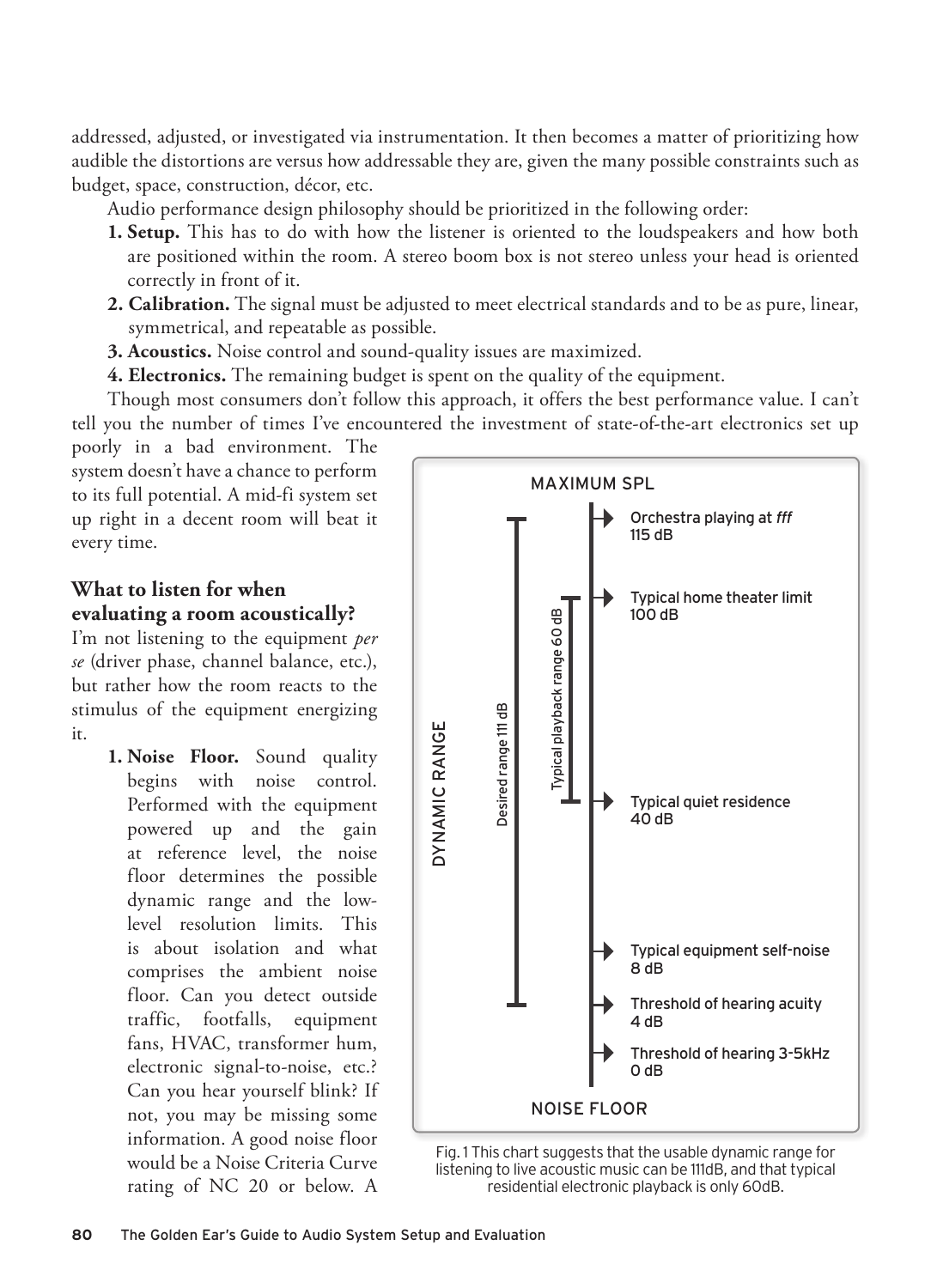addressed, adjusted, or investigated via instrumentation. It then becomes a matter of prioritizing how audible the distortions are versus how addressable they are, given the many possible constraints such as budget, space, construction, décor, etc.

Audio performance design philosophy should be prioritized in the following order:

1. **Setup.** This has to do with how the listener is oriented to the loudspeakers and how both are positioned within the room. A stereo boom box is not stereo unless your head is oriented correctly in front of it.
2. **Calibration.** The signal must be adjusted to meet electrical standards and to be as pure, linear, symmetrical, and repeatable as possible.
3. **Acoustics.** Noise control and sound-quality issues are maximized.
4. **Electronics.** The remaining budget is spent on the quality of the equipment.

Though most consumers don't follow this approach, it offers the best performance value. I can't tell you the number of times I've encountered the investment of state-of-the-art electronics set up poorly in a bad environment. The system doesn't have a chance to perform to its full potential. A mid-fi system set up right in a decent room will beat it every time.

### What to listen for when evaluating a room acoustically?

I'm not listening to the equipment *per se* (driver phase, channel balance, etc.), but rather how the room reacts to the stimulus of the equipment energizing it.

1. **Noise Floor.** Sound quality begins with noise control. Performed with the equipment powered up and the gain at reference level, the noise floor determines the possible dynamic range and the low-level resolution limits. This is about isolation and what comprises the ambient noise floor. Can you detect outside traffic, footfalls, equipment fans, HVAC, transformer hum, electronic signal-to-noise, etc.? Can you hear yourself blink? If not, you may be missing some information. A good noise floor would be a Noise Criteria Curve rating of NC 20 or below. A

Fig. 1 This chart suggests that the usable dynamic range for listening to live acoustic music can be 111dB, and that typical residential electronic playback is only 60dB.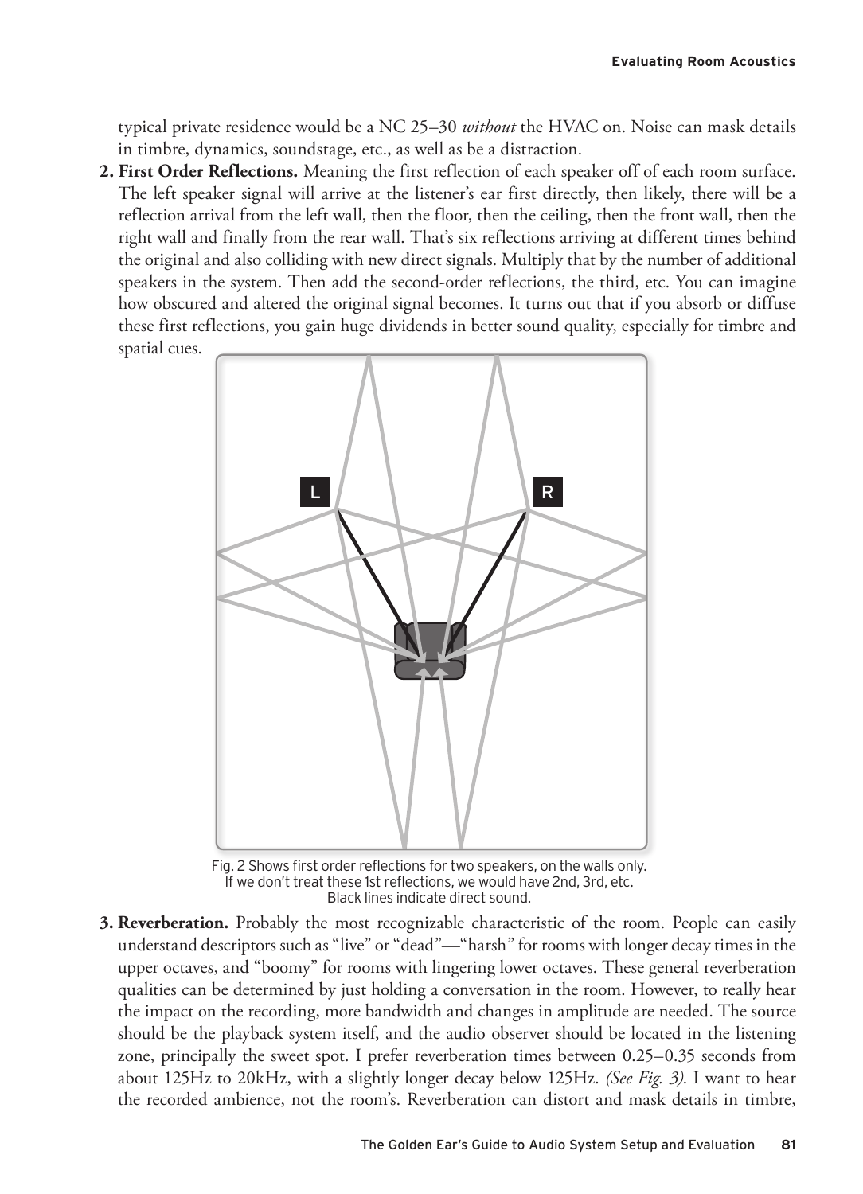typical private residence would be a NC 25–30 *without* the HVAC on. Noise can mask details in timbre, dynamics, soundstage, etc., as well as be a distraction.

2. **First Order Reflections.** Meaning the first reflection of each speaker off of each room surface. The left speaker signal will arrive at the listener's ear first directly, then likely, there will be a reflection arrival from the left wall, then the floor, then the ceiling, then the front wall, then the right wall and finally from the rear wall. That's six reflections arriving at different times behind the original and also colliding with new direct signals. Multiply that by the number of additional speakers in the system. Then add the second-order reflections, the third, etc. You can imagine how obscured and altered the original signal becomes. It turns out that if you absorb or diffuse these first reflections, you gain huge dividends in better sound quality, especially for timbre and spatial cues.

Fig. 2 Shows first order reflections for two speakers, on the walls only. If we don't treat these 1st reflections, we would have 2nd, 3rd, etc. Black lines indicate direct sound.

3. **Reverberation.** Probably the most recognizable characteristic of the room. People can easily understand descriptors such as "live" or "dead"—"harsh" for rooms with longer decay times in the upper octaves, and "boomy" for rooms with lingering lower octaves. These general reverberation qualities can be determined by just holding a conversation in the room. However, to really hear the impact on the recording, more bandwidth and changes in amplitude are needed. The source should be the playback system itself, and the audio observer should be located in the listening zone, principally the sweet spot. I prefer reverberation times between 0.25–0.35 seconds from about 125Hz to 20kHz, with a slightly longer decay below 125Hz. *(See Fig. 3)*. I want to hear the recorded ambience, not the room's. Reverberation can distort and mask details in timbre,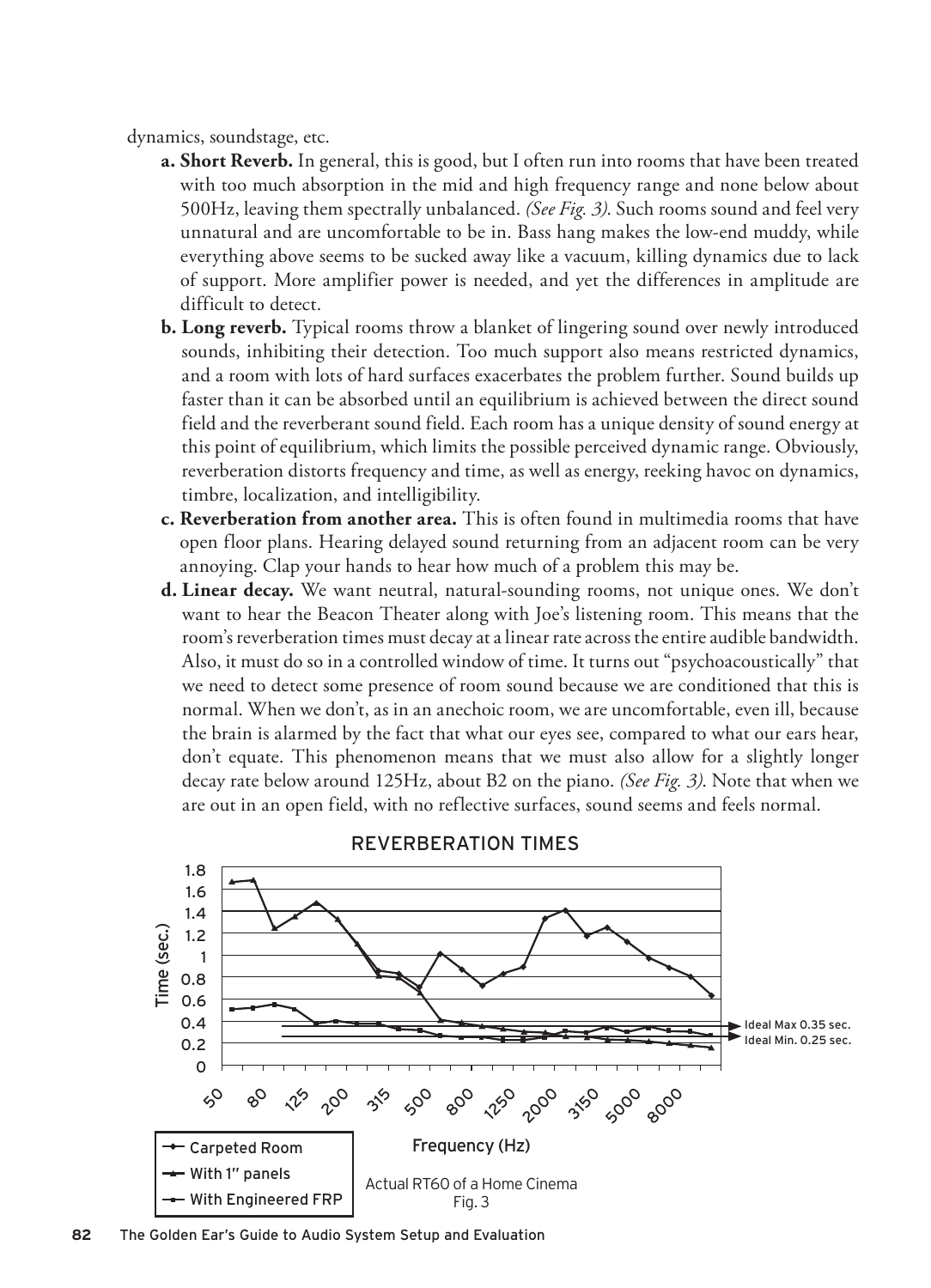dynamics, soundstage, etc.

a. **Short Reverb.** In general, this is good, but I often run into rooms that have been treated with too much absorption in the mid and high frequency range and none below about 500Hz, leaving them spectrally unbalanced. *(See Fig. 3).* Such rooms sound and feel very unnatural and are uncomfortable to be in. Bass hang makes the low-end muddy, while everything above seems to be sucked away like a vacuum, killing dynamics due to lack of support. More amplifier power is needed, and yet the differences in amplitude are difficult to detect.

b. **Long reverb.** Typical rooms throw a blanket of lingering sound over newly introduced sounds, inhibiting their detection. Too much support also means restricted dynamics, and a room with lots of hard surfaces exacerbates the problem further. Sound builds up faster than it can be absorbed until an equilibrium is achieved between the direct sound field and the reverberant sound field. Each room has a unique density of sound energy at this point of equilibrium, which limits the possible perceived dynamic range. Obviously, reverberation distorts frequency and time, as well as energy, reeking havoc on dynamics, timbre, localization, and intelligibility.

c. **Reverberation from another area.** This is often found in multimedia rooms that have open floor plans. Hearing delayed sound returning from an adjacent room can be very annoying. Clap your hands to hear how much of a problem this may be.

d. **Linear decay.** We want neutral, natural-sounding rooms, not unique ones. We don't want to hear the Beacon Theater along with Joe's listening room. This means that the room's reverberation times must decay at a linear rate across the entire audible bandwidth. Also, it must do so in a controlled window of time. It turns out "psychoacoustically" that we need to detect some presence of room sound because we are conditioned that this is normal. When we don't, as in an anechoic room, we are uncomfortable, even ill, because the brain is alarmed by the fact that what our eyes see, compared to what our ears hear, don't equate. This phenomenon means that we must also allow for a slightly longer decay rate below around 125Hz, about B2 on the piano. *(See Fig. 3).* Note that when we are out in an open field, with no reflective surfaces, sound seems and feels normal.

REVERBERATION TIMES

Time (sec.): 0, 0.2, 0.4, 0.6, 0.8, 1, 1.2, 1.4, 1.6, 1.8

Frequency (Hz): 50, 80, 125, 200, 315, 500, 800, 1250, 2000, 3150, 5000, 8000

Ideal Max 0.35 sec.
Ideal Min. 0.25 sec.

Legend: Carpeted Room; With 1" panels; With Engineered FRP

Actual RT60 of a Home Cinema
Fig. 3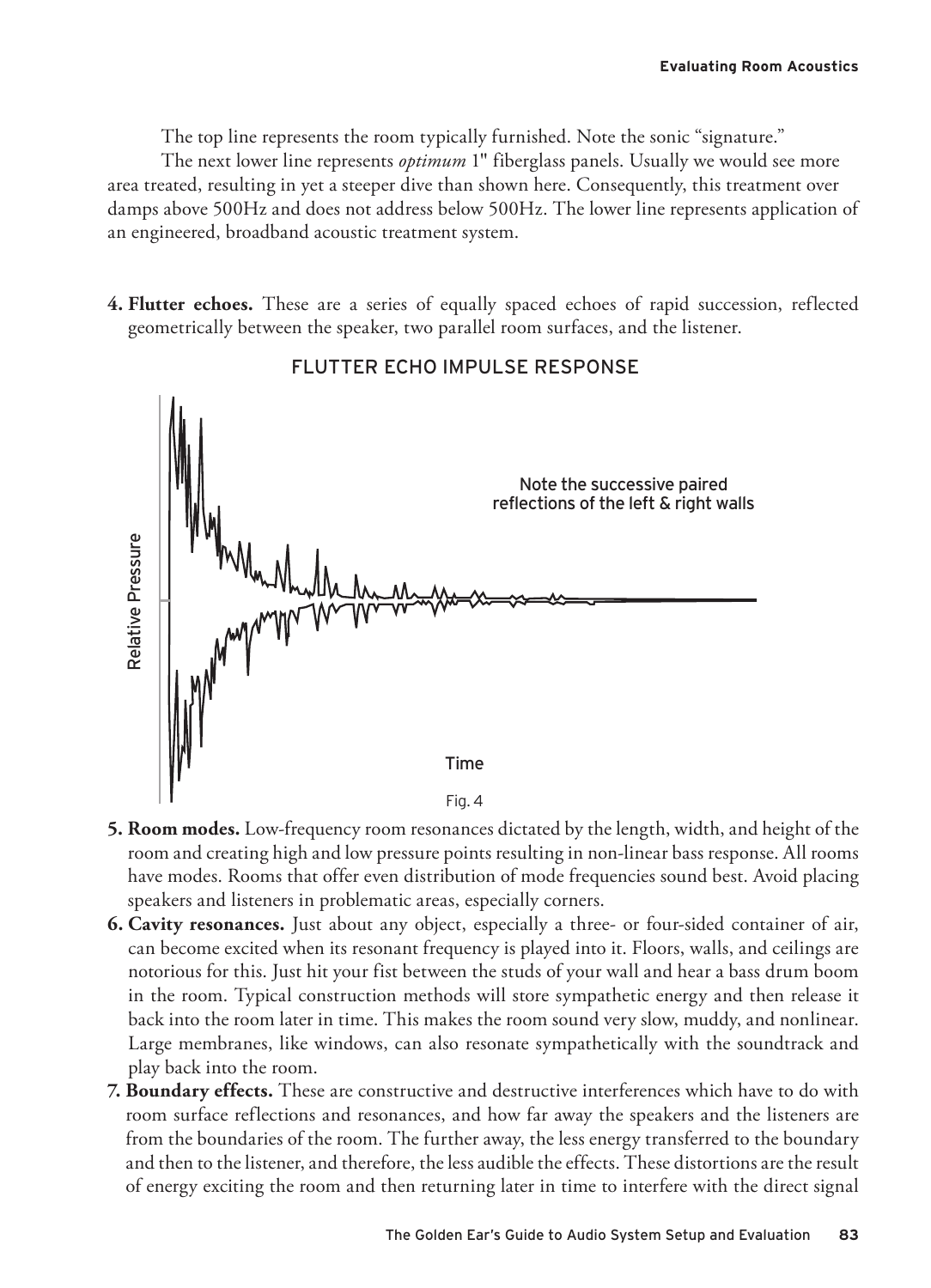The top line represents the room typically furnished. Note the sonic "signature."

The next lower line represents *optimum* 1" fiberglass panels. Usually we would see more area treated, resulting in yet a steeper dive than shown here. Consequently, this treatment over damps above 500Hz and does not address below 500Hz. The lower line represents application of an engineered, broadband acoustic treatment system.

4. **Flutter echoes.** These are a series of equally spaced echoes of rapid succession, reflected geometrically between the speaker, two parallel room surfaces, and the listener.

FLUTTER ECHO IMPULSE RESPONSE

Note the successive paired reflections of the left & right walls

Relative Pressure

Time

Fig. 4

5. **Room modes.** Low-frequency room resonances dictated by the length, width, and height of the room and creating high and low pressure points resulting in non-linear bass response. All rooms have modes. Rooms that offer even distribution of mode frequencies sound best. Avoid placing speakers and listeners in problematic areas, especially corners.
6. **Cavity resonances.** Just about any object, especially a three- or four-sided container of air, can become excited when its resonant frequency is played into it. Floors, walls, and ceilings are notorious for this. Just hit your fist between the studs of your wall and hear a bass drum boom in the room. Typical construction methods will store sympathetic energy and then release it back into the room later in time. This makes the room sound very slow, muddy, and nonlinear. Large membranes, like windows, can also resonate sympathetically with the soundtrack and play back into the room.
7. **Boundary effects.** These are constructive and destructive interferences which have to do with room surface reflections and resonances, and how far away the speakers and the listeners are from the boundaries of the room. The further away, the less energy transferred to the boundary and then to the listener, and therefore, the less audible the effects. These distortions are the result of energy exciting the room and then returning later in time to interfere with the direct signal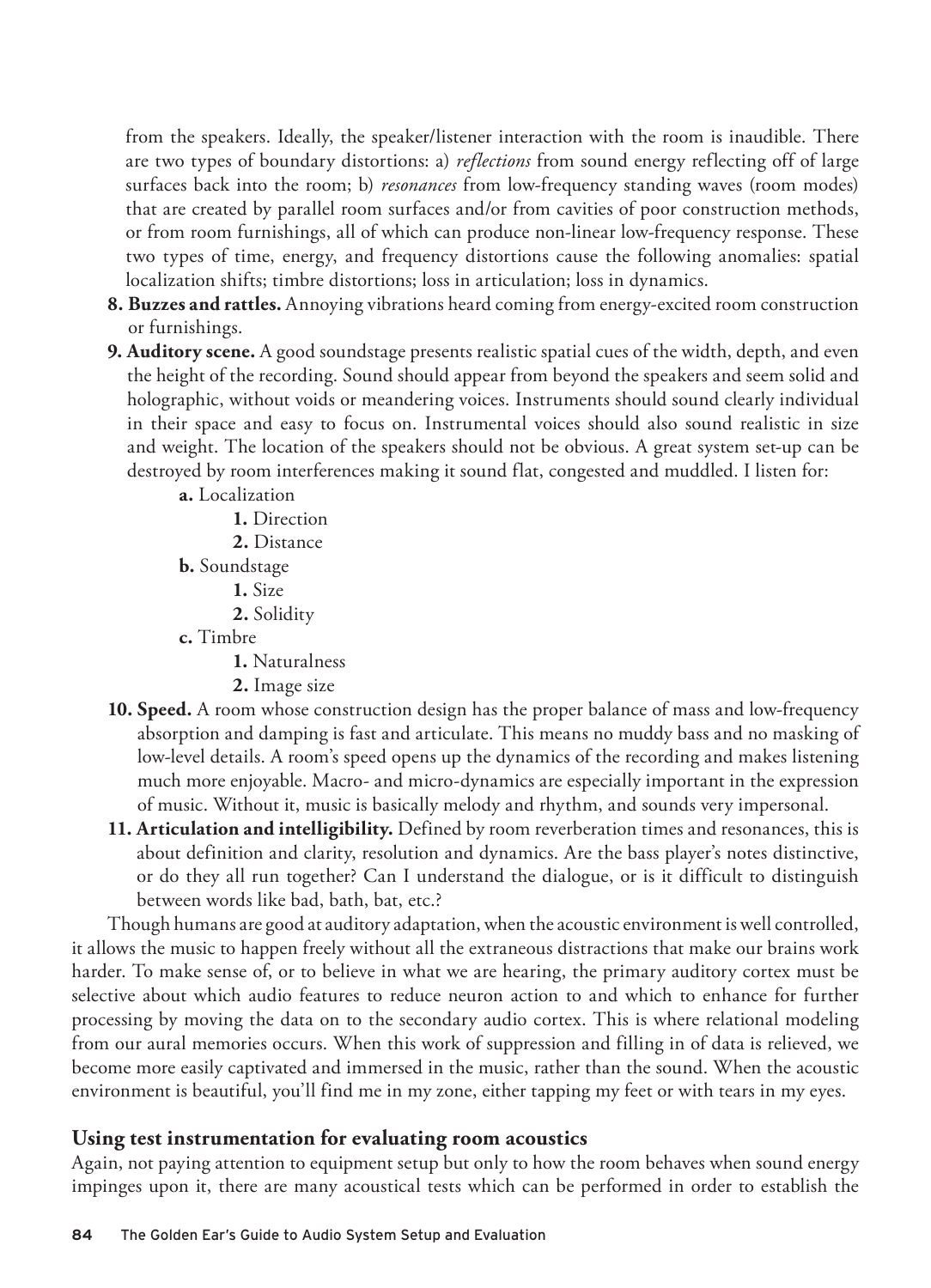from the speakers. Ideally, the speaker/listener interaction with the room is inaudible. There are two types of boundary distortions: a) *reflections* from sound energy reflecting off of large surfaces back into the room; b) *resonances* from low-frequency standing waves (room modes) that are created by parallel room surfaces and/or from cavities of poor construction methods, or from room furnishings, all of which can produce non-linear low-frequency response. These two types of time, energy, and frequency distortions cause the following anomalies: spatial localization shifts; timbre distortions; loss in articulation; loss in dynamics.

8. **Buzzes and rattles.** Annoying vibrations heard coming from energy-excited room construction or furnishings.
9. **Auditory scene.** A good soundstage presents realistic spatial cues of the width, depth, and even the height of the recording. Sound should appear from beyond the speakers and seem solid and holographic, without voids or meandering voices. Instruments should sound clearly individual in their space and easy to focus on. Instrumental voices should also sound realistic in size and weight. The location of the speakers should not be obvious. A great system set-up can be destroyed by room interferences making it sound flat, congested and muddled. I listen for:
   - **a.** Localization
     - **1.** Direction
     - **2.** Distance
   - **b.** Soundstage
     - **1.** Size
     - **2.** Solidity
   - **c.** Timbre
     - **1.** Naturalness
     - **2.** Image size
10. **Speed.** A room whose construction design has the proper balance of mass and low-frequency absorption and damping is fast and articulate. This means no muddy bass and no masking of low-level details. A room's speed opens up the dynamics of the recording and makes listening much more enjoyable. Macro- and micro-dynamics are especially important in the expression of music. Without it, music is basically melody and rhythm, and sounds very impersonal.
11. **Articulation and intelligibility.** Defined by room reverberation times and resonances, this is about definition and clarity, resolution and dynamics. Are the bass player's notes distinctive, or do they all run together? Can I understand the dialogue, or is it difficult to distinguish between words like bad, bath, bat, etc.?

Though humans are good at auditory adaptation, when the acoustic environment is well controlled, it allows the music to happen freely without all the extraneous distractions that make our brains work harder. To make sense of, or to believe in what we are hearing, the primary auditory cortex must be selective about which audio features to reduce neuron action to and which to enhance for further processing by moving the data on to the secondary audio cortex. This is where relational modeling from our aural memories occurs. When this work of suppression and filling in of data is relieved, we become more easily captivated and immersed in the music, rather than the sound. When the acoustic environment is beautiful, you'll find me in my zone, either tapping my feet or with tears in my eyes.

### Using test instrumentation for evaluating room acoustics

Again, not paying attention to equipment setup but only to how the room behaves when sound energy impinges upon it, there are many acoustical tests which can be performed in order to establish the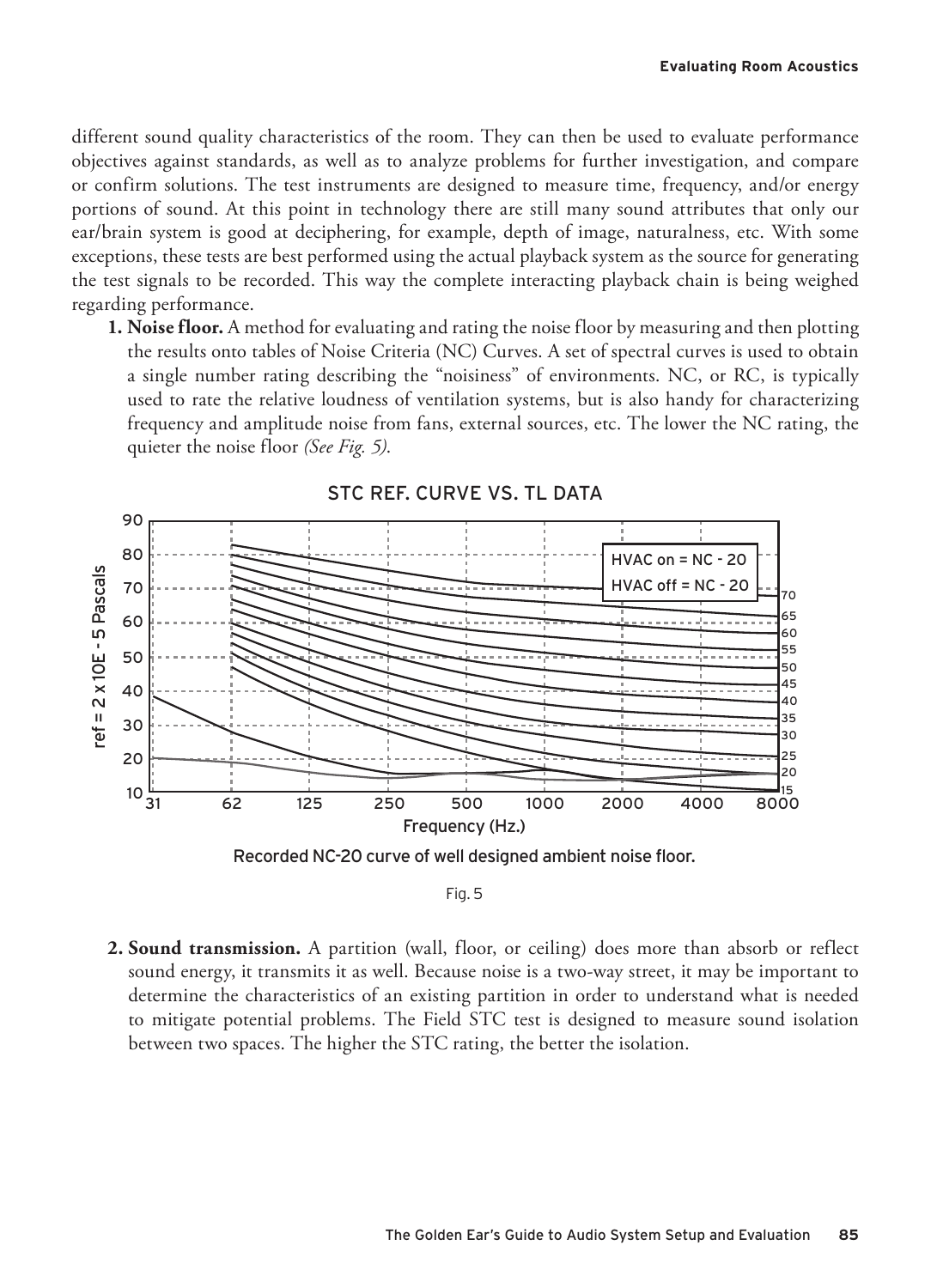different sound quality characteristics of the room. They can then be used to evaluate performance objectives against standards, as well as to analyze problems for further investigation, and compare or confirm solutions. The test instruments are designed to measure time, frequency, and/or energy portions of sound. At this point in technology there are still many sound attributes that only our ear/brain system is good at deciphering, for example, depth of image, naturalness, etc. With some exceptions, these tests are best performed using the actual playback system as the source for generating the test signals to be recorded. This way the complete interacting playback chain is being weighed regarding performance.

1. **Noise floor.** A method for evaluating and rating the noise floor by measuring and then plotting the results onto tables of Noise Criteria (NC) Curves. A set of spectral curves is used to obtain a single number rating describing the "noisiness" of environments. NC, or RC, is typically used to rate the relative loudness of ventilation systems, but is also handy for characterizing frequency and amplitude noise from fans, external sources, etc. The lower the NC rating, the quieter the noise floor *(See Fig. 5)*.

STC REF. CURVE VS. TL DATA

HVAC on = NC - 20
HVAC off = NC - 20

Recorded NC-20 curve of well designed ambient noise floor.

Fig. 5

2. **Sound transmission.** A partition (wall, floor, or ceiling) does more than absorb or reflect sound energy, it transmits it as well. Because noise is a two-way street, it may be important to determine the characteristics of an existing partition in order to understand what is needed to mitigate potential problems. The Field STC test is designed to measure sound isolation between two spaces. The higher the STC rating, the better the isolation.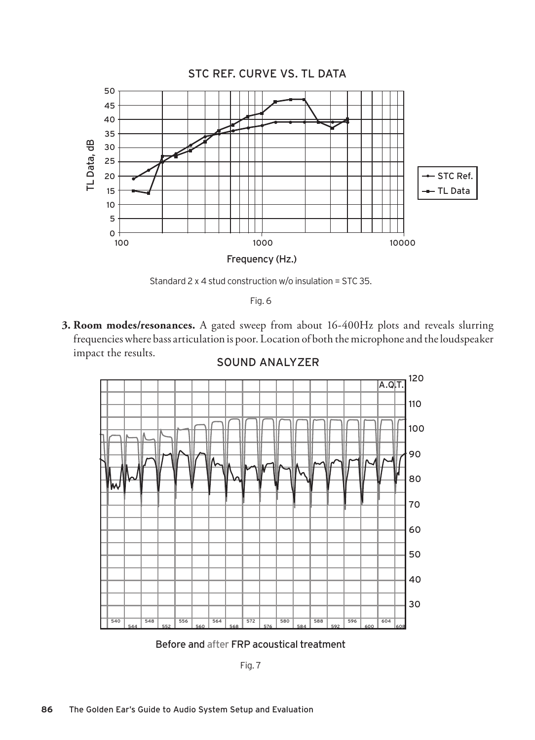STC REF. CURVE VS. TL DATA

Standard 2 x 4 stud construction w/o insulation = STC 35.

Fig. 6

3. **Room modes/resonances.** A gated sweep from about 16-400Hz plots and reveals slurring frequencies where bass articulation is poor. Location of both the microphone and the loudspeaker impact the results.

SOUND ANALYZER

Before and after FRP acoustical treatment

Fig. 7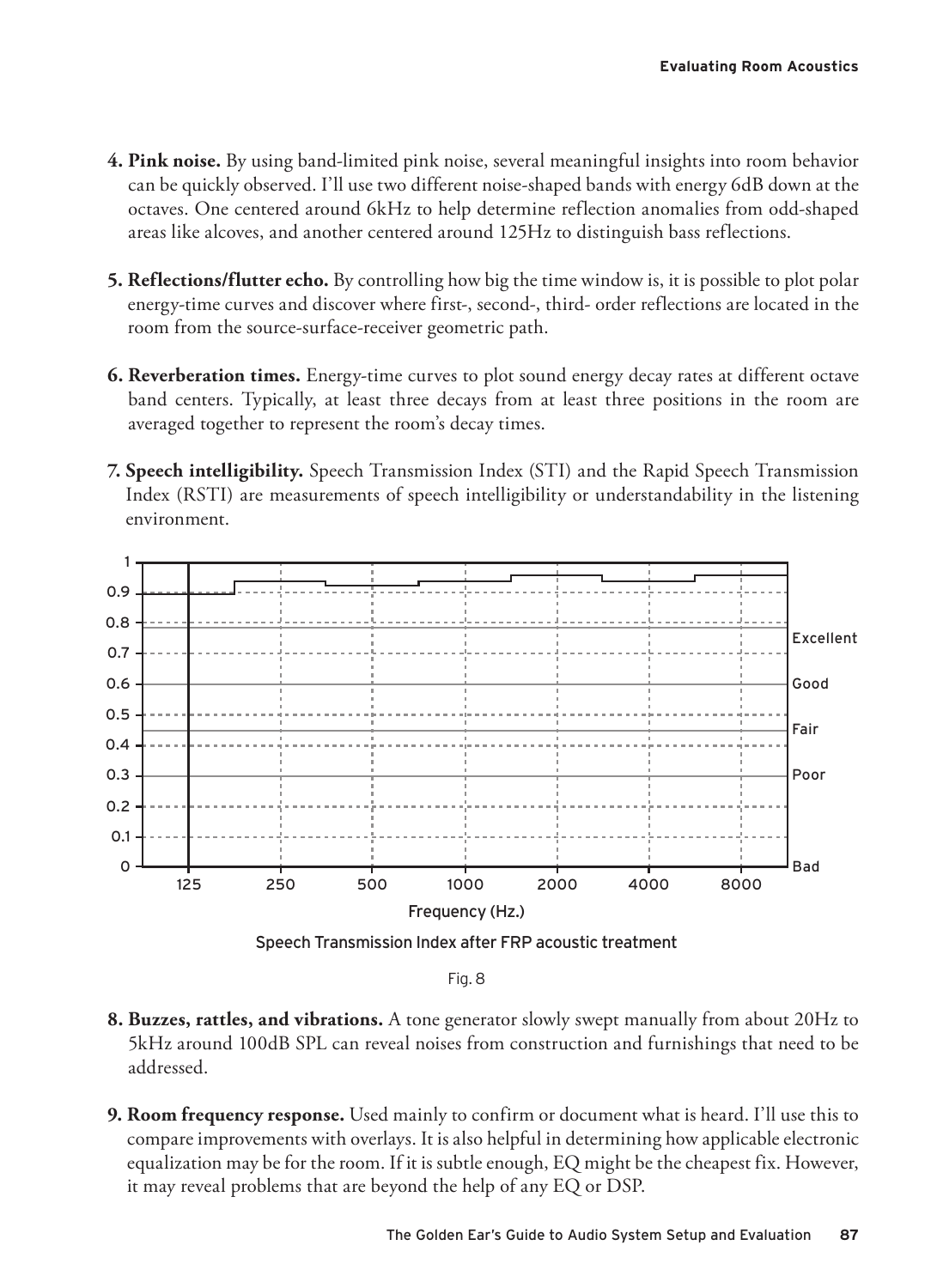4. **Pink noise.** By using band-limited pink noise, several meaningful insights into room behavior can be quickly observed. I'll use two different noise-shaped bands with energy 6dB down at the octaves. One centered around 6kHz to help determine reflection anomalies from odd-shaped areas like alcoves, and another centered around 125Hz to distinguish bass reflections.

5. **Reflections/flutter echo.** By controlling how big the time window is, it is possible to plot polar energy-time curves and discover where first-, second-, third- order reflections are located in the room from the source-surface-receiver geometric path.

6. **Reverberation times.** Energy-time curves to plot sound energy decay rates at different octave band centers. Typically, at least three decays from at least three positions in the room are averaged together to represent the room's decay times.

7. **Speech intelligibility.** Speech Transmission Index (STI) and the Rapid Speech Transmission Index (RSTI) are measurements of speech intelligibility or understandability in the listening environment.

Speech Transmission Index after FRP acoustic treatment

Fig. 8

8. **Buzzes, rattles, and vibrations.** A tone generator slowly swept manually from about 20Hz to 5kHz around 100dB SPL can reveal noises from construction and furnishings that need to be addressed.

9. **Room frequency response.** Used mainly to confirm or document what is heard. I'll use this to compare improvements with overlays. It is also helpful in determining how applicable electronic equalization may be for the room. If it is subtle enough, EQ might be the cheapest fix. However, it may reveal problems that are beyond the help of any EQ or DSP.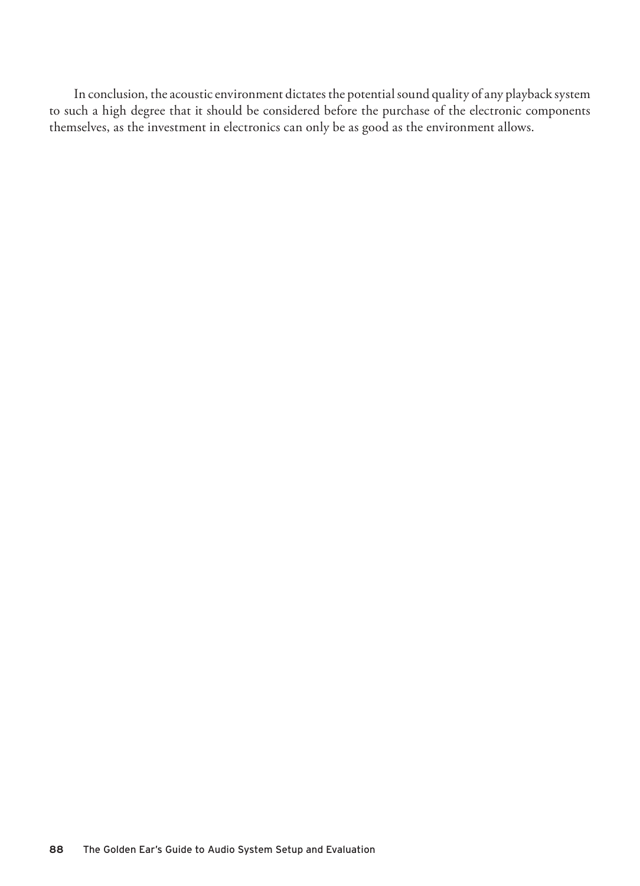In conclusion, the acoustic environment dictates the potential sound quality of any playback system to such a high degree that it should be considered before the purchase of the electronic components themselves, as the investment in electronics can only be as good as the environment allows.